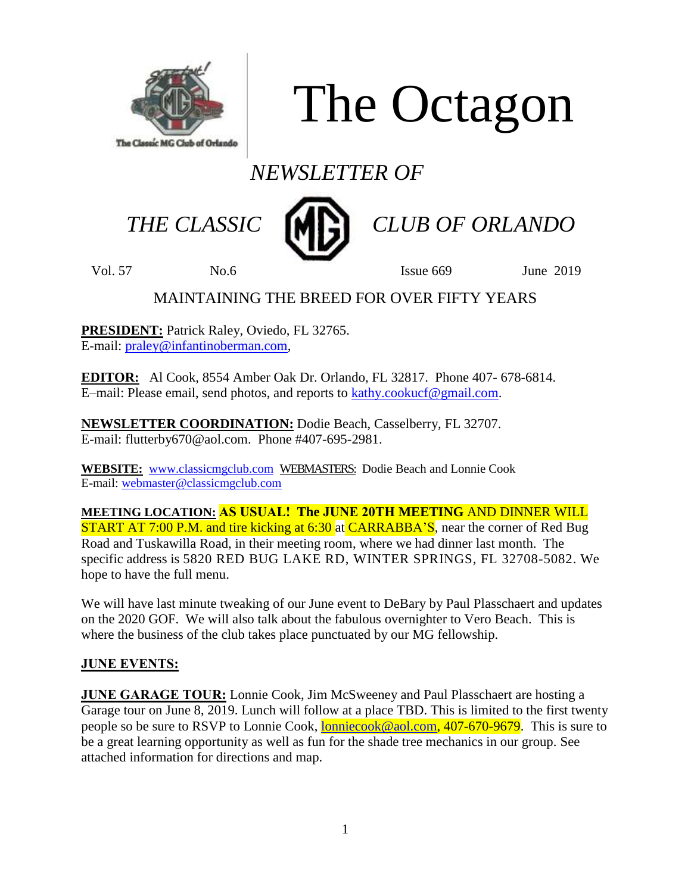# The Octagon

*NEWSLETTER OF*

*THE CLASSIC MG CLUB OF ORLANDO*

Vol. 57 No.6 Issue 669 June 2019

MAINTAINING THE BREED FOR OVER FIFTY YEARS

**PRESIDENT:** Patrick Raley, Oviedo, FL 32765.
E-mail: praley@infantinoberman.com,

**EDITOR:** Al Cook, 8554 Amber Oak Dr. Orlando, FL 32817. Phone 407- 678-6814.
E–mail: Please email, send photos, and reports to kathy.cookucf@gmail.com.

**NEWSLETTER COORDINATION:** Dodie Beach, Casselberry, FL 32707.
E-mail: flutterby670@aol.com. Phone #407-695-2981.

**WEBSITE:** www.classicmgclub.com WEBMASTERS: Dodie Beach and Lonnie Cook
E-mail: webmaster@classicmgclub.com

**MEETING LOCATION:** **AS USUAL! The JUNE 20TH MEETING** AND DINNER WILL START AT 7:00 P.M. and tire kicking at 6:30 at CARRABBA'S, near the corner of Red Bug Road and Tuskawilla Road, in their meeting room, where we had dinner last month. The specific address is 5820 RED BUG LAKE RD, WINTER SPRINGS, FL 32708-5082. We hope to have the full menu.

We will have last minute tweaking of our June event to DeBary by Paul Plasschaert and updates on the 2020 GOF. We will also talk about the fabulous overnighter to Vero Beach. This is where the business of the club takes place punctuated by our MG fellowship.

## JUNE EVENTS:

**JUNE GARAGE TOUR:** Lonnie Cook, Jim McSweeney and Paul Plasschaert are hosting a Garage tour on June 8, 2019. Lunch will follow at a place TBD. This is limited to the first twenty people so be sure to RSVP to Lonnie Cook, lonniecook@aol.com, 407-670-9679. This is sure to be a great learning opportunity as well as fun for the shade tree mechanics in our group. See attached information for directions and map.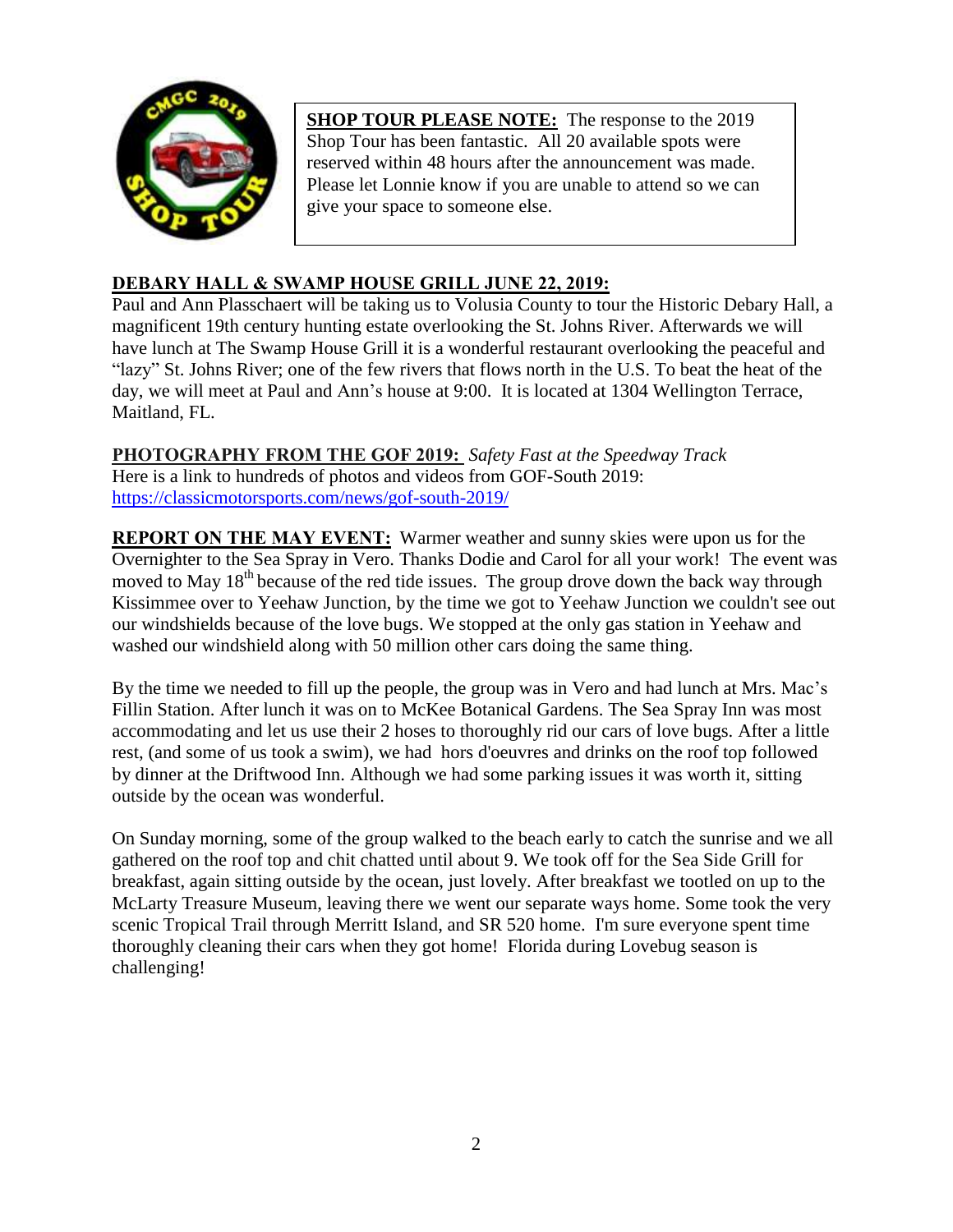**SHOP TOUR PLEASE NOTE:** The response to the 2019 Shop Tour has been fantastic. All 20 available spots were reserved within 48 hours after the announcement was made. Please let Lonnie know if you are unable to attend so we can give your space to someone else.

**DEBARY HALL & SWAMP HOUSE GRILL JUNE 22, 2019:**

Paul and Ann Plasschaert will be taking us to Volusia County to tour the Historic Debary Hall, a magnificent 19th century hunting estate overlooking the St. Johns River. Afterwards we will have lunch at The Swamp House Grill it is a wonderful restaurant overlooking the peaceful and "lazy" St. Johns River; one of the few rivers that flows north in the U.S. To beat the heat of the day, we will meet at Paul and Ann's house at 9:00. It is located at 1304 Wellington Terrace, Maitland, FL.

**PHOTOGRAPHY FROM THE GOF 2019:** *Safety Fast at the Speedway Track*

Here is a link to hundreds of photos and videos from GOF-South 2019:
https://classicmotorsports.com/news/gof-south-2019/

**REPORT ON THE MAY EVENT:** Warmer weather and sunny skies were upon us for the Overnighter to the Sea Spray in Vero. Thanks Dodie and Carol for all your work! The event was moved to May 18th because of the red tide issues. The group drove down the back way through Kissimmee over to Yeehaw Junction, by the time we got to Yeehaw Junction we couldn't see out our windshields because of the love bugs. We stopped at the only gas station in Yeehaw and washed our windshield along with 50 million other cars doing the same thing.

By the time we needed to fill up the people, the group was in Vero and had lunch at Mrs. Mac's Fillin Station. After lunch it was on to McKee Botanical Gardens. The Sea Spray Inn was most accommodating and let us use their 2 hoses to thoroughly rid our cars of love bugs. After a little rest, (and some of us took a swim), we had hors d'oeuvres and drinks on the roof top followed by dinner at the Driftwood Inn. Although we had some parking issues it was worth it, sitting outside by the ocean was wonderful.

On Sunday morning, some of the group walked to the beach early to catch the sunrise and we all gathered on the roof top and chit chatted until about 9. We took off for the Sea Side Grill for breakfast, again sitting outside by the ocean, just lovely. After breakfast we tootled on up to the McLarty Treasure Museum, leaving there we went our separate ways home. Some took the very scenic Tropical Trail through Merritt Island, and SR 520 home. I'm sure everyone spent time thoroughly cleaning their cars when they got home! Florida during Lovebug season is challenging!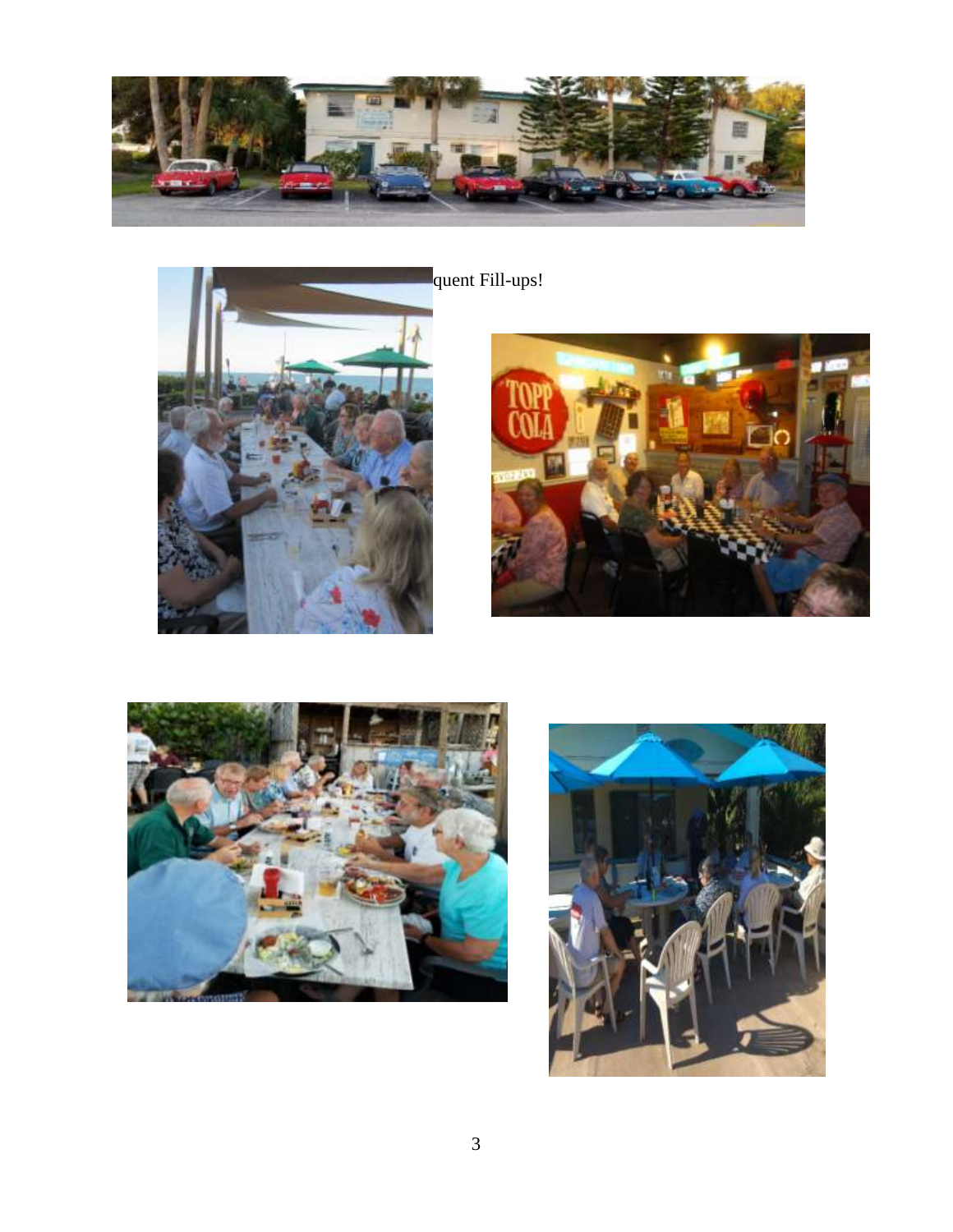quent Fill-ups!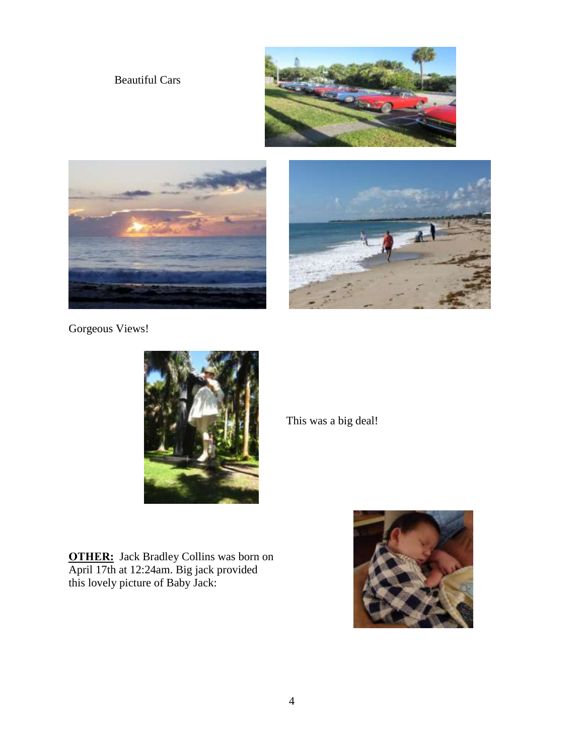Beautiful Cars

Gorgeous Views!

This was a big deal!

**OTHER:** Jack Bradley Collins was born on April 17th at 12:24am. Big jack provided this lovely picture of Baby Jack: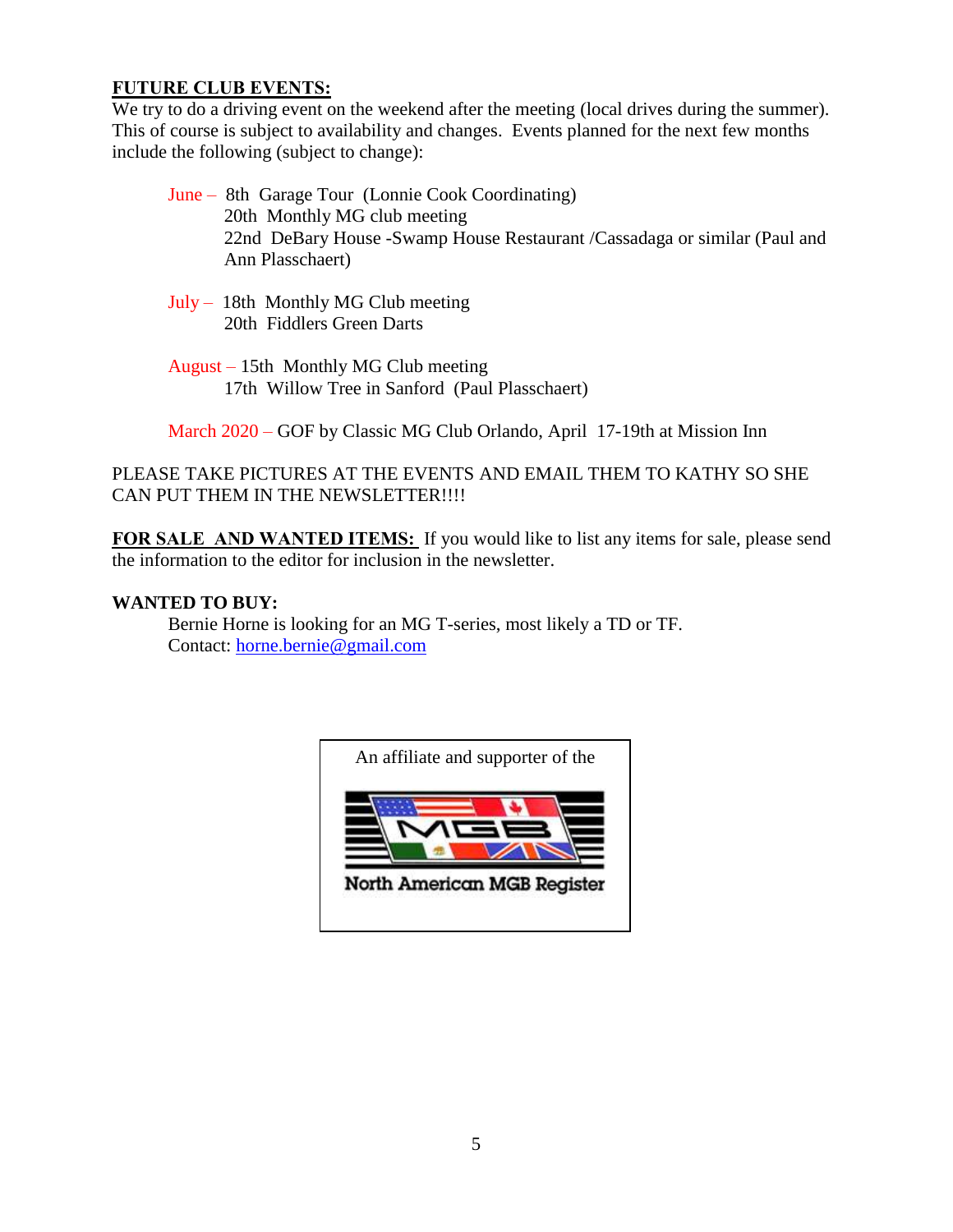**FUTURE CLUB EVENTS:**

We try to do a driving event on the weekend after the meeting (local drives during the summer). This of course is subject to availability and changes. Events planned for the next few months include the following (subject to change):

June – 8th Garage Tour (Lonnie Cook Coordinating)
20th Monthly MG club meeting
22nd DeBary House -Swamp House Restaurant /Cassadaga or similar (Paul and Ann Plasschaert)

July – 18th Monthly MG Club meeting
20th Fiddlers Green Darts

August – 15th Monthly MG Club meeting
17th Willow Tree in Sanford (Paul Plasschaert)

March 2020 – GOF by Classic MG Club Orlando, April 17-19th at Mission Inn

PLEASE TAKE PICTURES AT THE EVENTS AND EMAIL THEM TO KATHY SO SHE CAN PUT THEM IN THE NEWSLETTER!!!!

**FOR SALE AND WANTED ITEMS:** If you would like to list any items for sale, please send the information to the editor for inclusion in the newsletter.

**WANTED TO BUY:**

Bernie Horne is looking for an MG T-series, most likely a TD or TF.
Contact: horne.bernie@gmail.com

An affiliate and supporter of the

North American MGB Register